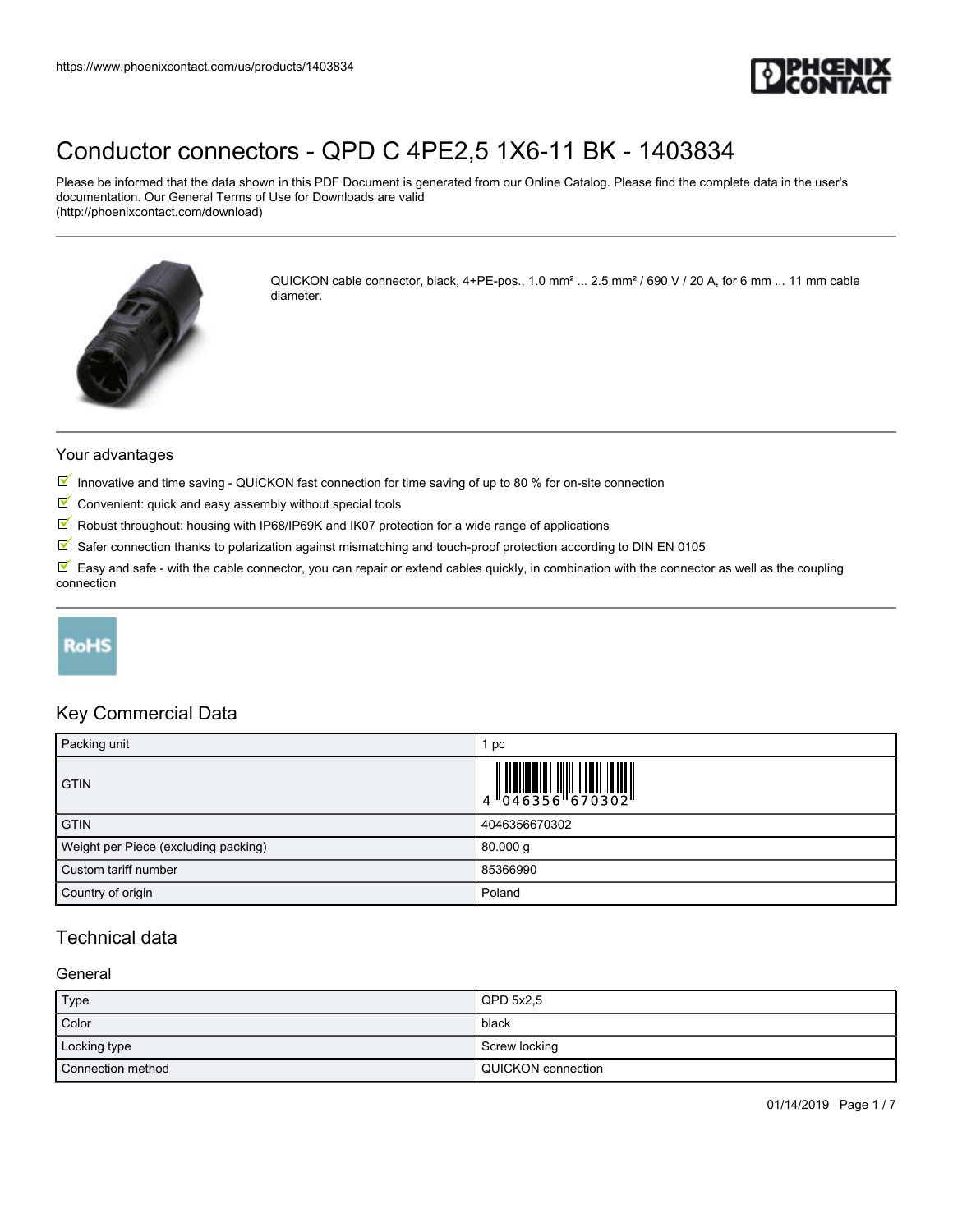https://www.phoenixcontact.com/us/products/1403834

# Conductor connectors - QPD C 4PE2,5 1X6-11 BK - 1403834

Please be informed that the data shown in this PDF Document is generated from our Online Catalog. Please find the complete data in the user's documentation. Our General Terms of Use for Downloads are valid (http://phoenixcontact.com/download)

QUICKON cable connector, black, 4+PE-pos., 1.0 mm² ... 2.5 mm² / 690 V / 20 A, for 6 mm ... 11 mm cable diameter.

## Your advantages

- Innovative and time saving - QUICKON fast connection for time saving of up to 80 % for on-site connection
- Convenient: quick and easy assembly without special tools
- Robust throughout: housing with IP68/IP69K and IK07 protection for a wide range of applications
- Safer connection thanks to polarization against mismatching and touch-proof protection according to DIN EN 0105
- Easy and safe - with the cable connector, you can repair or extend cables quickly, in combination with the connector as well as the coupling connection

RoHS

## Key Commercial Data

| Packing unit | 1 pc |
|---|---|
| GTIN | 4 046356 670302 |
| GTIN | 4046356670302 |
| Weight per Piece (excluding packing) | 80.000 g |
| Custom tariff number | 85366990 |
| Country of origin | Poland |

## Technical data

### General

| Type | QPD 5x2,5 |
|---|---|
| Color | black |
| Locking type | Screw locking |
| Connection method | QUICKON connection |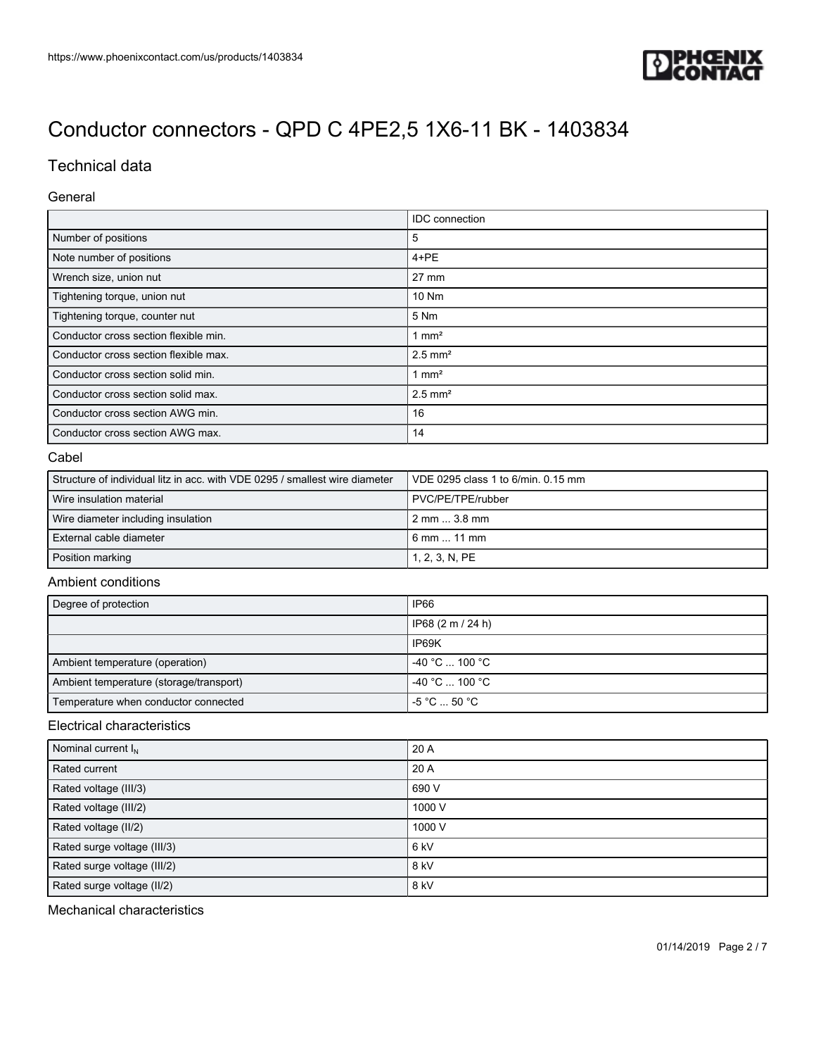# Conductor connectors - QPD C 4PE2,5 1X6-11 BK - 1403834

## Technical data

### General

| | IDC connection |
|---|---|
| Number of positions | 5 |
| Note number of positions | 4+PE |
| Wrench size, union nut | 27 mm |
| Tightening torque, union nut | 10 Nm |
| Tightening torque, counter nut | 5 Nm |
| Conductor cross section flexible min. | 1 mm² |
| Conductor cross section flexible max. | 2.5 mm² |
| Conductor cross section solid min. | 1 mm² |
| Conductor cross section solid max. | 2.5 mm² |
| Conductor cross section AWG min. | 16 |
| Conductor cross section AWG max. | 14 |

### Cabel

| | |
|---|---|
| Structure of individual litz in acc. with VDE 0295 / smallest wire diameter | VDE 0295 class 1 to 6/min. 0.15 mm |
| Wire insulation material | PVC/PE/TPE/rubber |
| Wire diameter including insulation | 2 mm ... 3.8 mm |
| External cable diameter | 6 mm ... 11 mm |
| Position marking | 1, 2, 3, N, PE |

### Ambient conditions

| | |
|---|---|
| Degree of protection | IP66 |
| | IP68 (2 m / 24 h) |
| | IP69K |
| Ambient temperature (operation) | -40 °C ... 100 °C |
| Ambient temperature (storage/transport) | -40 °C ... 100 °C |
| Temperature when conductor connected | -5 °C ... 50 °C |

### Electrical characteristics

| | |
|---|---|
| Nominal current $I_N$ | 20 A |
| Rated current | 20 A |
| Rated voltage (III/3) | 690 V |
| Rated voltage (III/2) | 1000 V |
| Rated voltage (II/2) | 1000 V |
| Rated surge voltage (III/3) | 6 kV |
| Rated surge voltage (III/2) | 8 kV |
| Rated surge voltage (II/2) | 8 kV |

### Mechanical characteristics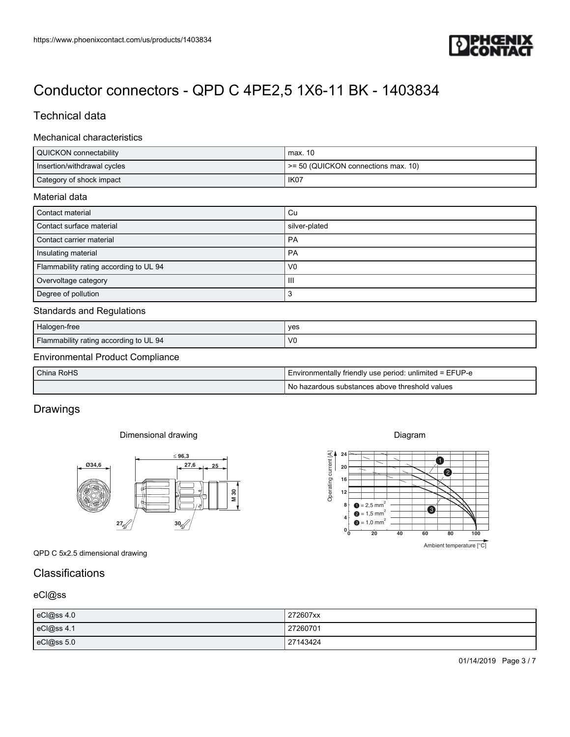# Conductor connectors - QPD C 4PE2,5 1X6-11 BK - 1403834

## Technical data

### Mechanical characteristics

| | |
|---|---|
| QUICKON connectability | max. 10 |
| Insertion/withdrawal cycles | >= 50 (QUICKON connections max. 10) |
| Category of shock impact | IK07 |

### Material data

| | |
|---|---|
| Contact material | Cu |
| Contact surface material | silver-plated |
| Contact carrier material | PA |
| Insulating material | PA |
| Flammability rating according to UL 94 | V0 |
| Overvoltage category | III |
| Degree of pollution | 3 |

### Standards and Regulations

| | |
|---|---|
| Halogen-free | yes |
| Flammability rating according to UL 94 | V0 |

### Environmental Product Compliance

| | |
|---|---|
| China RoHS | Environmentally friendly use period: unlimited = EFUP-e |
| | No hazardous substances above threshold values |

## Drawings

Dimensional drawing

QPD C 5x2.5 dimensional drawing

Diagram

## Classifications

### eCl@ss

| | |
|---|---|
| eCl@ss 4.0 | 272607xx |
| eCl@ss 4.1 | 27260701 |
| eCl@ss 5.0 | 27143424 |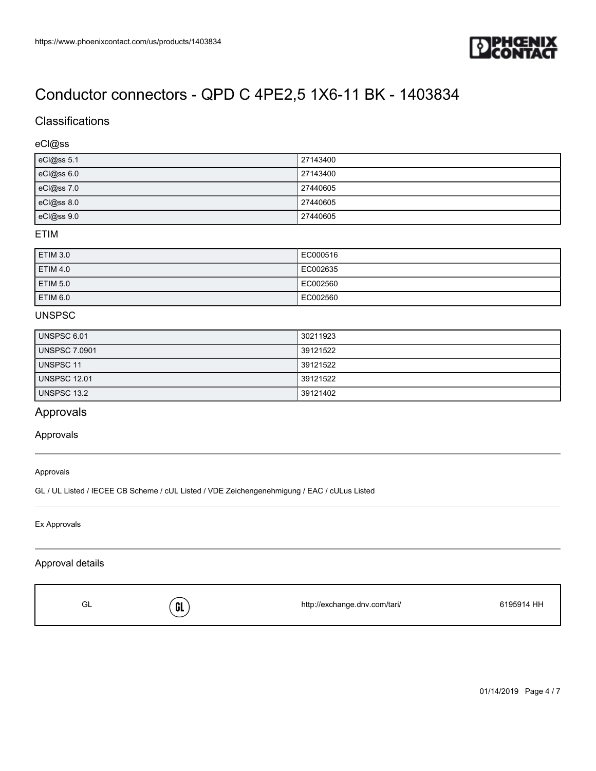# Conductor connectors - QPD C 4PE2,5 1X6-11 BK - 1403834

## Classifications

### eCl@ss

| eCl@ss 5.1 | 27143400 |
|---|---|
| eCl@ss 6.0 | 27143400 |
| eCl@ss 7.0 | 27440605 |
| eCl@ss 8.0 | 27440605 |
| eCl@ss 9.0 | 27440605 |

### ETIM

| ETIM 3.0 | EC000516 |
|---|---|
| ETIM 4.0 | EC002635 |
| ETIM 5.0 | EC002560 |
| ETIM 6.0 | EC002560 |

### UNSPSC

| UNSPSC 6.01 | 30211923 |
|---|---|
| UNSPSC 7.0901 | 39121522 |
| UNSPSC 11 | 39121522 |
| UNSPSC 12.01 | 39121522 |
| UNSPSC 13.2 | 39121402 |

## Approvals

### Approvals

Approvals

GL / UL Listed / IECEE CB Scheme / cUL Listed / VDE Zeichengenehmigung / EAC / cULus Listed

Ex Approvals

### Approval details

| GL | GL | http://exchange.dnv.com/tari/ | 6195914 HH |
|---|---|---|---|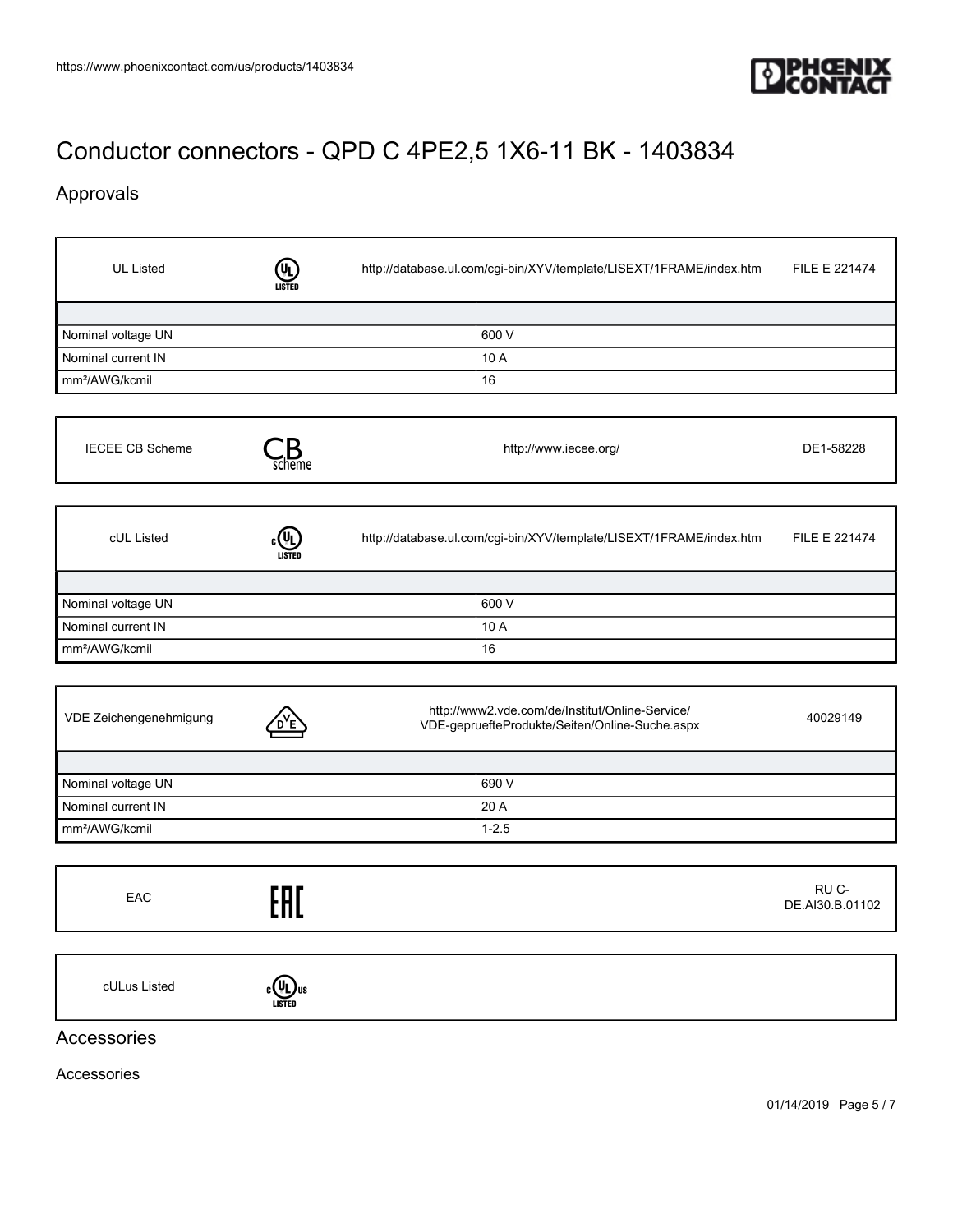# Conductor connectors - QPD C 4PE2,5 1X6-11 BK - 1403834

## Approvals

| UL Listed | | http://database.ul.com/cgi-bin/XYV/template/LISEXT/1FRAME/index.htm | FILE E 221474 |
|---|---|---|---|

| | |
|---|---|
| Nominal voltage UN | 600 V |
| Nominal current IN | 10 A |
| mm²/AWG/kcmil | 16 |

| IECEE CB Scheme | | http://www.iecee.org/ | DE1-58228 |
|---|---|---|---|

| cUL Listed | | http://database.ul.com/cgi-bin/XYV/template/LISEXT/1FRAME/index.htm | FILE E 221474 |
|---|---|---|---|

| | |
|---|---|
| Nominal voltage UN | 600 V |
| Nominal current IN | 10 A |
| mm²/AWG/kcmil | 16 |

| VDE Zeichengenehmigung | | http://www2.vde.com/de/Institut/Online-Service/VDE-gepruefteProdukte/Seiten/Online-Suche.aspx | 40029149 |
|---|---|---|---|

| | |
|---|---|
| Nominal voltage UN | 690 V |
| Nominal current IN | 20 A |
| mm²/AWG/kcmil | 1-2.5 |

| EAC | | | RU C-DE.AI30.B.01102 |
|---|---|---|---|

| cULus Listed | | | |
|---|---|---|---|

## Accessories

Accessories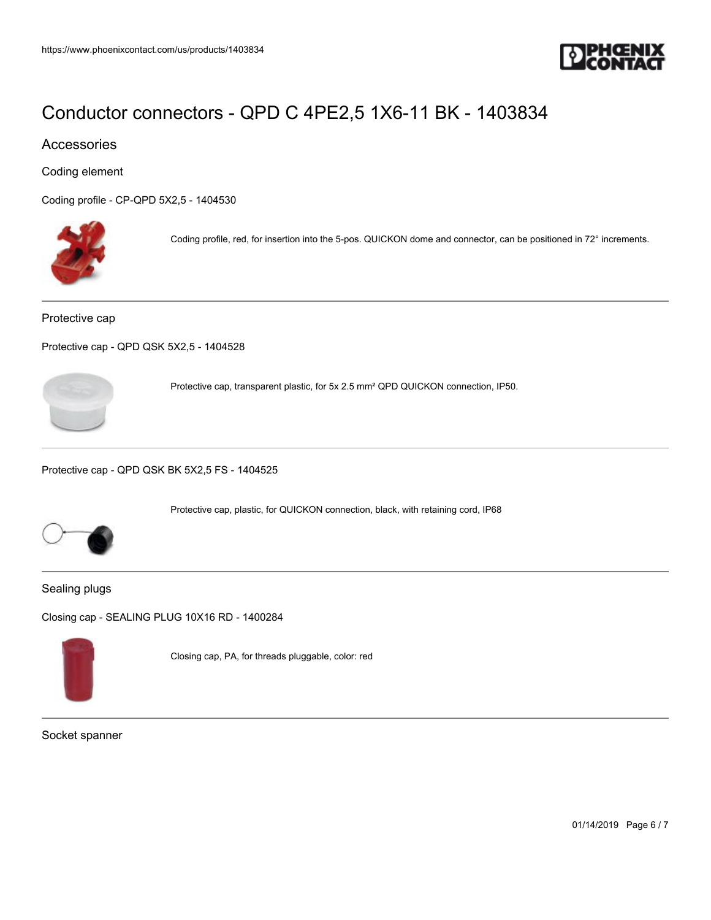# Conductor connectors - QPD C 4PE2,5 1X6-11 BK - 1403834

## Accessories

### Coding element

Coding profile - CP-QPD 5X2,5 - 1404530

Coding profile, red, for insertion into the 5-pos. QUICKON dome and connector, can be positioned in 72° increments.

---

### Protective cap

Protective cap - QPD QSK 5X2,5 - 1404528

Protective cap, transparent plastic, for 5x 2.5 mm² QPD QUICKON connection, IP50.

---

Protective cap - QPD QSK BK 5X2,5 FS - 1404525

Protective cap, plastic, for QUICKON connection, black, with retaining cord, IP68

---

### Sealing plugs

Closing cap - SEALING PLUG 10X16 RD - 1400284

Closing cap, PA, for threads pluggable, color: red

---

### Socket spanner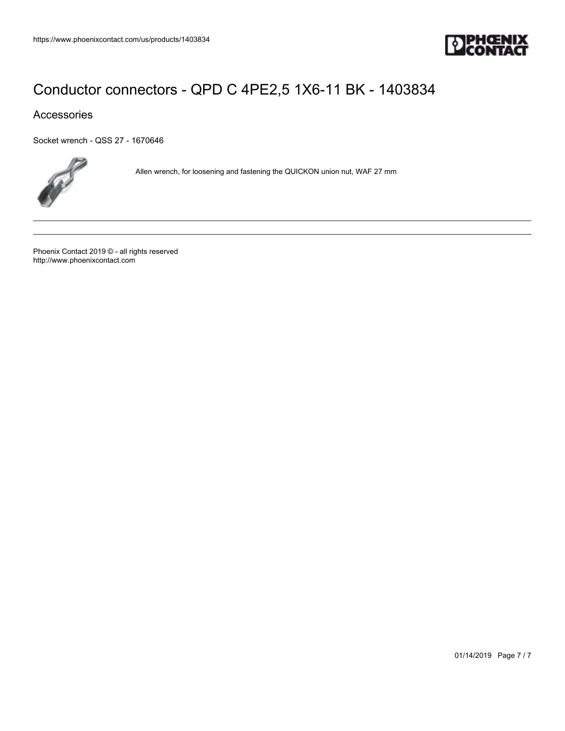# Conductor connectors - QPD C 4PE2,5 1X6-11 BK - 1403834

## Accessories

Socket wrench - QSS 27 - 1670646

Allen wrench, for loosening and fastening the QUICKON union nut, WAF 27 mm

---

Phoenix Contact 2019 © - all rights reserved
http://www.phoenixcontact.com